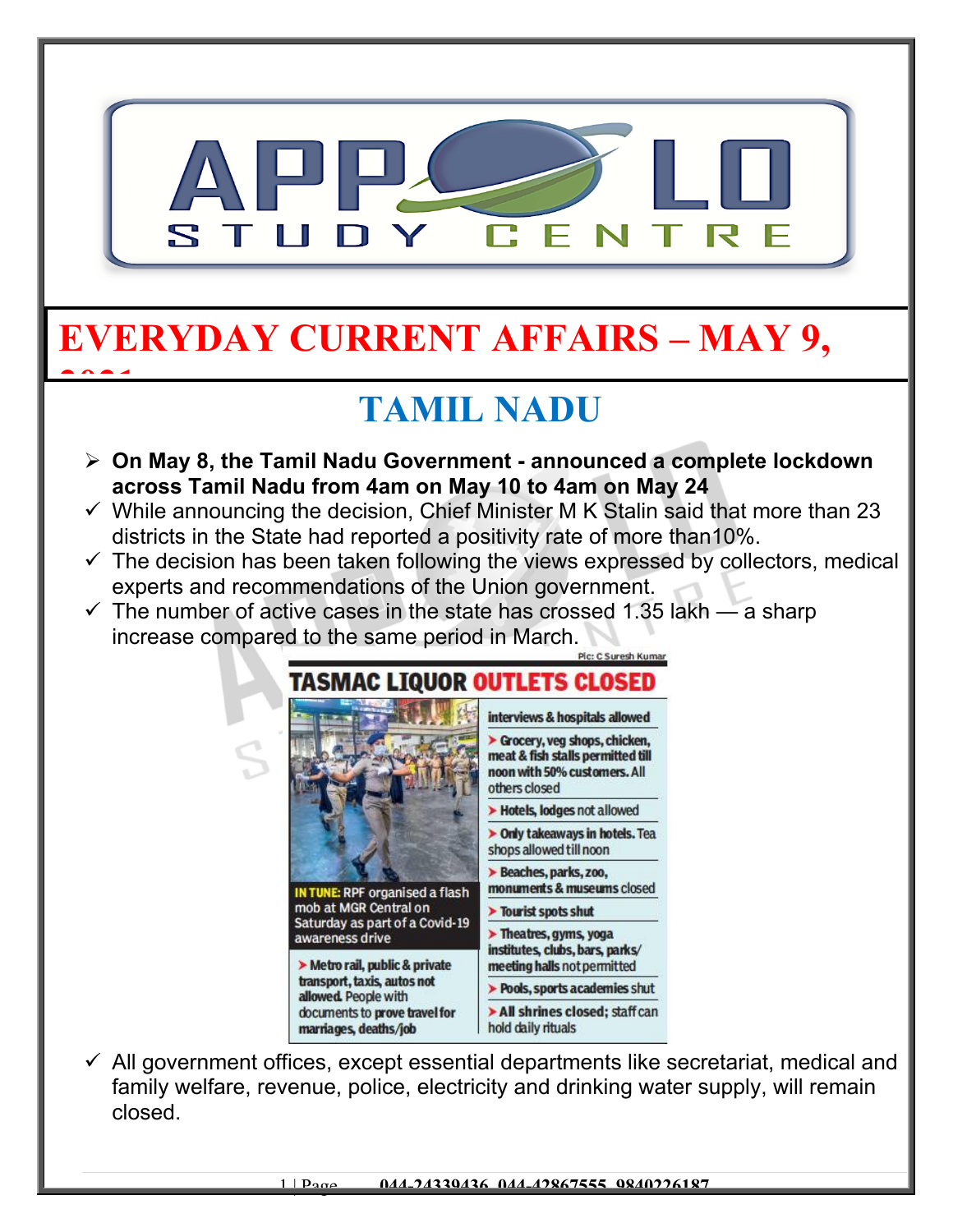# EVERYDAY CURRENT AFFAIRS – MAY 9, 2021

## TAMIL NADU

- **On May 8, the Tamil Nadu Government - announced a complete lockdown across Tamil Nadu from 4am on May 10 to 4am on May 24**
- While announcing the decision, Chief Minister M K Stalin said that more than 23 districts in the State had reported a positivity rate of more than10%.
- The decision has been taken following the views expressed by collectors, medical experts and recommendations of the Union government.
- The number of active cases in the state has crossed 1.35 lakh — a sharp increase compared to the same period in March.

Pic: C Suresh Kumar

**TASMAC LIQUOR OUTLETS CLOSED**

**IN TUNE:** RPF organised a flash mob at MGR Central on Saturday as part of a Covid-19 awareness drive

- **Metro rail, public & private transport, taxis, autos not allowed.** People with **documents to prove travel for marriages, deaths/job** interviews & hospitals allowed
- **Grocery, veg shops, chicken, meat & fish stalls permitted till noon with 50% customers. All** others closed
- **Hotels, lodges** not allowed
- **Only takeaways in hotels.** Tea shops allowed till noon
- **Beaches, parks, zoo,** monuments & museums closed
- **Tourist spots shut**
- **Theatres, gyms, yoga institutes, clubs, bars, parks/ meeting halls** not permitted
- **Pools, sports academies shut**
- **All shrines closed;** staff can hold daily rituals

- All government offices, except essential departments like secretariat, medical and family welfare, revenue, police, electricity and drinking water supply, will remain closed.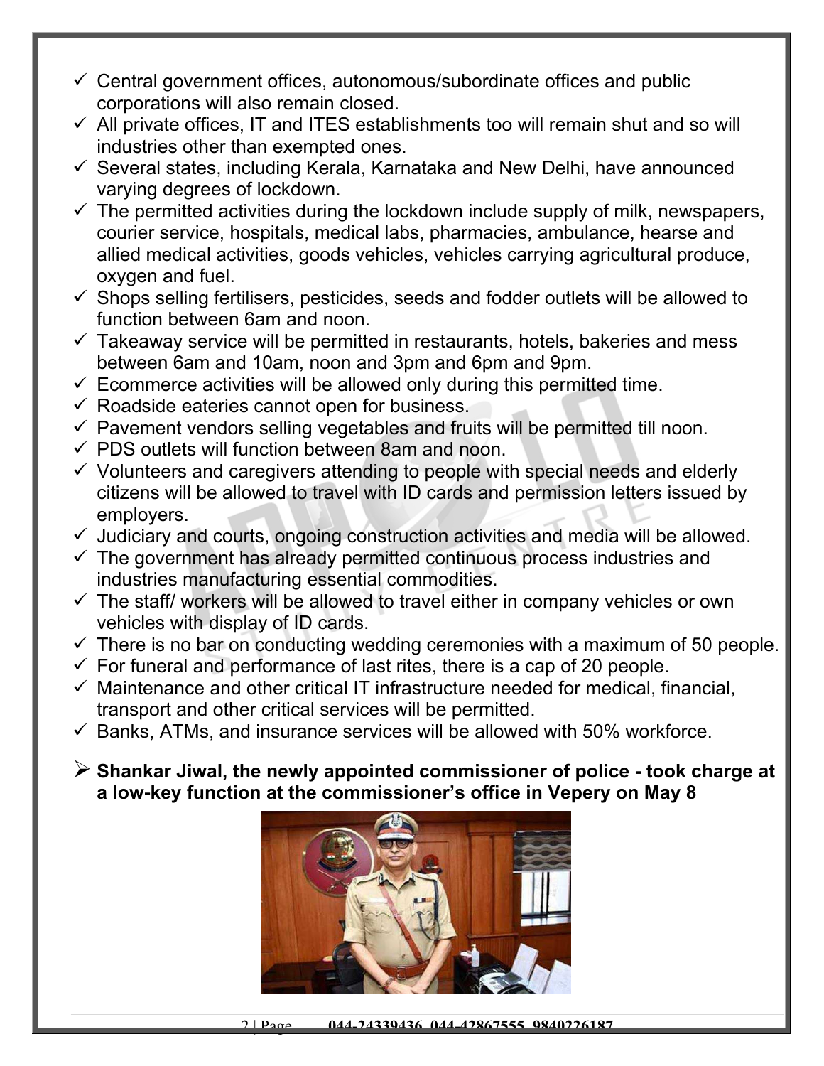- Central government offices, autonomous/subordinate offices and public corporations will also remain closed.
- All private offices, IT and ITES establishments too will remain shut and so will industries other than exempted ones.
- Several states, including Kerala, Karnataka and New Delhi, have announced varying degrees of lockdown.
- The permitted activities during the lockdown include supply of milk, newspapers, courier service, hospitals, medical labs, pharmacies, ambulance, hearse and allied medical activities, goods vehicles, vehicles carrying agricultural produce, oxygen and fuel.
- Shops selling fertilisers, pesticides, seeds and fodder outlets will be allowed to function between 6am and noon.
- Takeaway service will be permitted in restaurants, hotels, bakeries and mess between 6am and 10am, noon and 3pm and 6pm and 9pm.
- Ecommerce activities will be allowed only during this permitted time.
- Roadside eateries cannot open for business.
- Pavement vendors selling vegetables and fruits will be permitted till noon.
- PDS outlets will function between 8am and noon.
- Volunteers and caregivers attending to people with special needs and elderly citizens will be allowed to travel with ID cards and permission letters issued by employers.
- Judiciary and courts, ongoing construction activities and media will be allowed.
- The government has already permitted continuous process industries and industries manufacturing essential commodities.
- The staff/ workers will be allowed to travel either in company vehicles or own vehicles with display of ID cards.
- There is no bar on conducting wedding ceremonies with a maximum of 50 people.
- For funeral and performance of last rites, there is a cap of 20 people.
- Maintenance and other critical IT infrastructure needed for medical, financial, transport and other critical services will be permitted.
- Banks, ATMs, and insurance services will be allowed with 50% workforce.

- **Shankar Jiwal, the newly appointed commissioner of police - took charge at a low-key function at the commissioner's office in Vepery on May 8**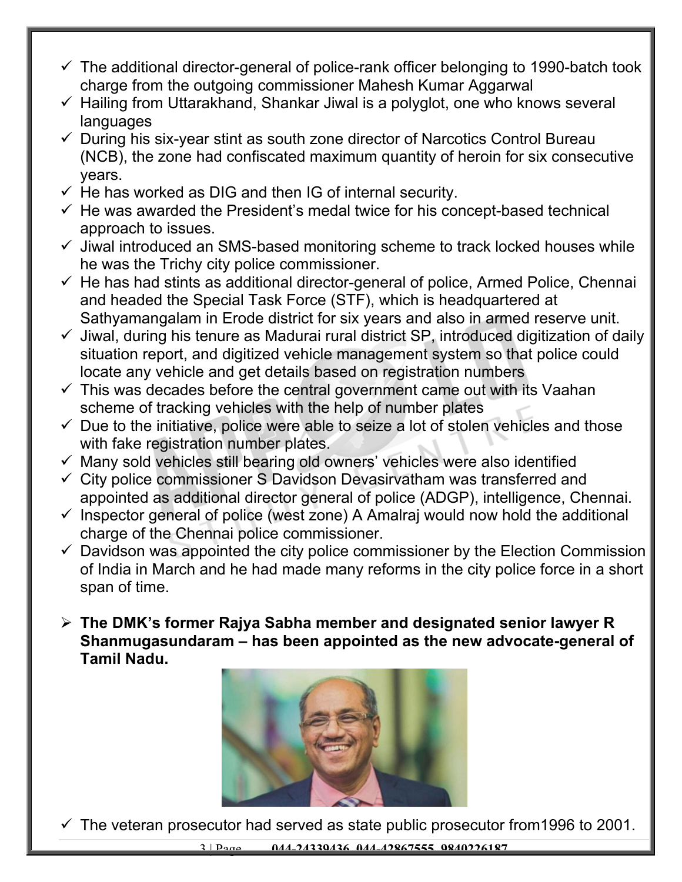- ✓ The additional director-general of police-rank officer belonging to 1990-batch took charge from the outgoing commissioner Mahesh Kumar Aggarwal
- ✓ Hailing from Uttarakhand, Shankar Jiwal is a polyglot, one who knows several languages
- ✓ During his six-year stint as south zone director of Narcotics Control Bureau (NCB), the zone had confiscated maximum quantity of heroin for six consecutive years.
- ✓ He has worked as DIG and then IG of internal security.
- ✓ He was awarded the President's medal twice for his concept-based technical approach to issues.
- ✓ Jiwal introduced an SMS-based monitoring scheme to track locked houses while he was the Trichy city police commissioner.
- ✓ He has had stints as additional director-general of police, Armed Police, Chennai and headed the Special Task Force (STF), which is headquartered at Sathyamangalam in Erode district for six years and also in armed reserve unit.
- ✓ Jiwal, during his tenure as Madurai rural district SP, introduced digitization of daily situation report, and digitized vehicle management system so that police could locate any vehicle and get details based on registration numbers
- ✓ This was decades before the central government came out with its Vaahan scheme of tracking vehicles with the help of number plates
- ✓ Due to the initiative, police were able to seize a lot of stolen vehicles and those with fake registration number plates.
- ✓ Many sold vehicles still bearing old owners' vehicles were also identified
- ✓ City police commissioner S Davidson Devasirvatham was transferred and appointed as additional director general of police (ADGP), intelligence, Chennai.
- ✓ Inspector general of police (west zone) A Amalraj would now hold the additional charge of the Chennai police commissioner.
- ✓ Davidson was appointed the city police commissioner by the Election Commission of India in March and he had made many reforms in the city police force in a short span of time.

- ➢ **The DMK's former Rajya Sabha member and designated senior lawyer R Shanmugasundaram – has been appointed as the new advocate-general of Tamil Nadu.**

- ✓ The veteran prosecutor had served as state public prosecutor from1996 to 2001.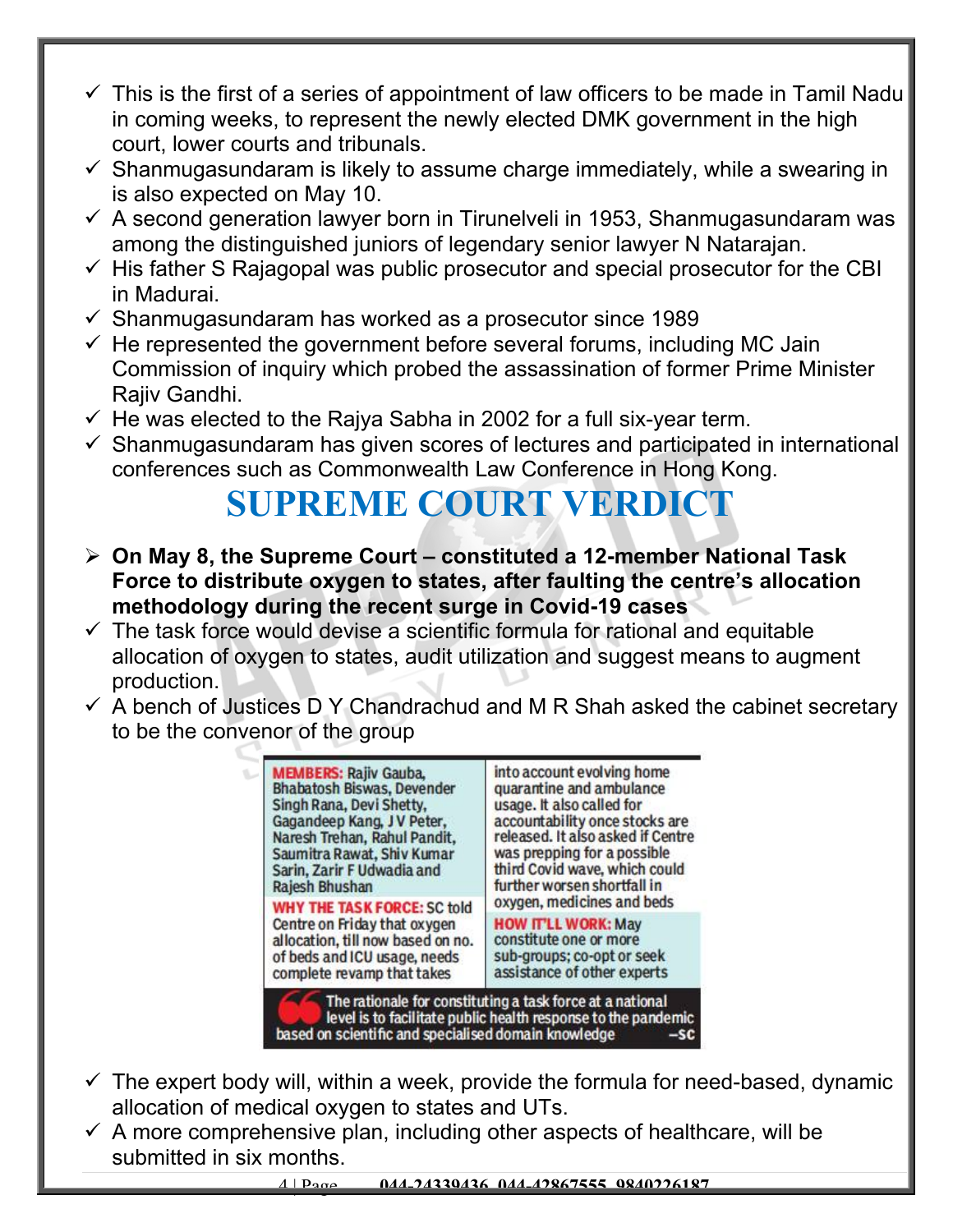- ✓ This is the first of a series of appointment of law officers to be made in Tamil Nadu in coming weeks, to represent the newly elected DMK government in the high court, lower courts and tribunals.
- ✓ Shanmugasundaram is likely to assume charge immediately, while a swearing in is also expected on May 10.
- ✓ A second generation lawyer born in Tirunelveli in 1953, Shanmugasundaram was among the distinguished juniors of legendary senior lawyer N Natarajan.
- ✓ His father S Rajagopal was public prosecutor and special prosecutor for the CBI in Madurai.
- ✓ Shanmugasundaram has worked as a prosecutor since 1989
- ✓ He represented the government before several forums, including MC Jain Commission of inquiry which probed the assassination of former Prime Minister Rajiv Gandhi.
- ✓ He was elected to the Rajya Sabha in 2002 for a full six-year term.
- ✓ Shanmugasundaram has given scores of lectures and participated in international conferences such as Commonwealth Law Conference in Hong Kong.

# SUPREME COURT VERDICT

- ➢ **On May 8, the Supreme Court – constituted a 12-member National Task Force to distribute oxygen to states, after faulting the centre's allocation methodology during the recent surge in Covid-19 cases**
- ✓ The task force would devise a scientific formula for rational and equitable allocation of oxygen to states, audit utilization and suggest means to augment production.
- ✓ A bench of Justices D Y Chandrachud and M R Shah asked the cabinet secretary to be the convenor of the group

**MEMBERS:** Rajiv Gauba, Bhabatosh Biswas, Devender Singh Rana, Devi Shetty, Gagandeep Kang, J V Peter, Naresh Trehan, Rahul Pandit, Saumitra Rawat, Shiv Kumar Sarin, Zarir F Udwadia and Rajesh Bhushan

**WHY THE TASK FORCE:** SC told Centre on Friday that oxygen allocation, till now based on no. of beds and ICU usage, needs complete revamp that takes into account evolving home quarantine and ambulance usage. It also called for accountability once stocks are released. It also asked if Centre was prepping for a possible third Covid wave, which could further worsen shortfall in oxygen, medicines and beds

**HOW IT'LL WORK:** May constitute one or more sub-groups; co-opt or seek assistance of other experts

"The rationale for constituting a task force at a national level is to facilitate public health response to the pandemic based on scientific and specialised domain knowledge" —SC

- ✓ The expert body will, within a week, provide the formula for need-based, dynamic allocation of medical oxygen to states and UTs.
- ✓ A more comprehensive plan, including other aspects of healthcare, will be submitted in six months.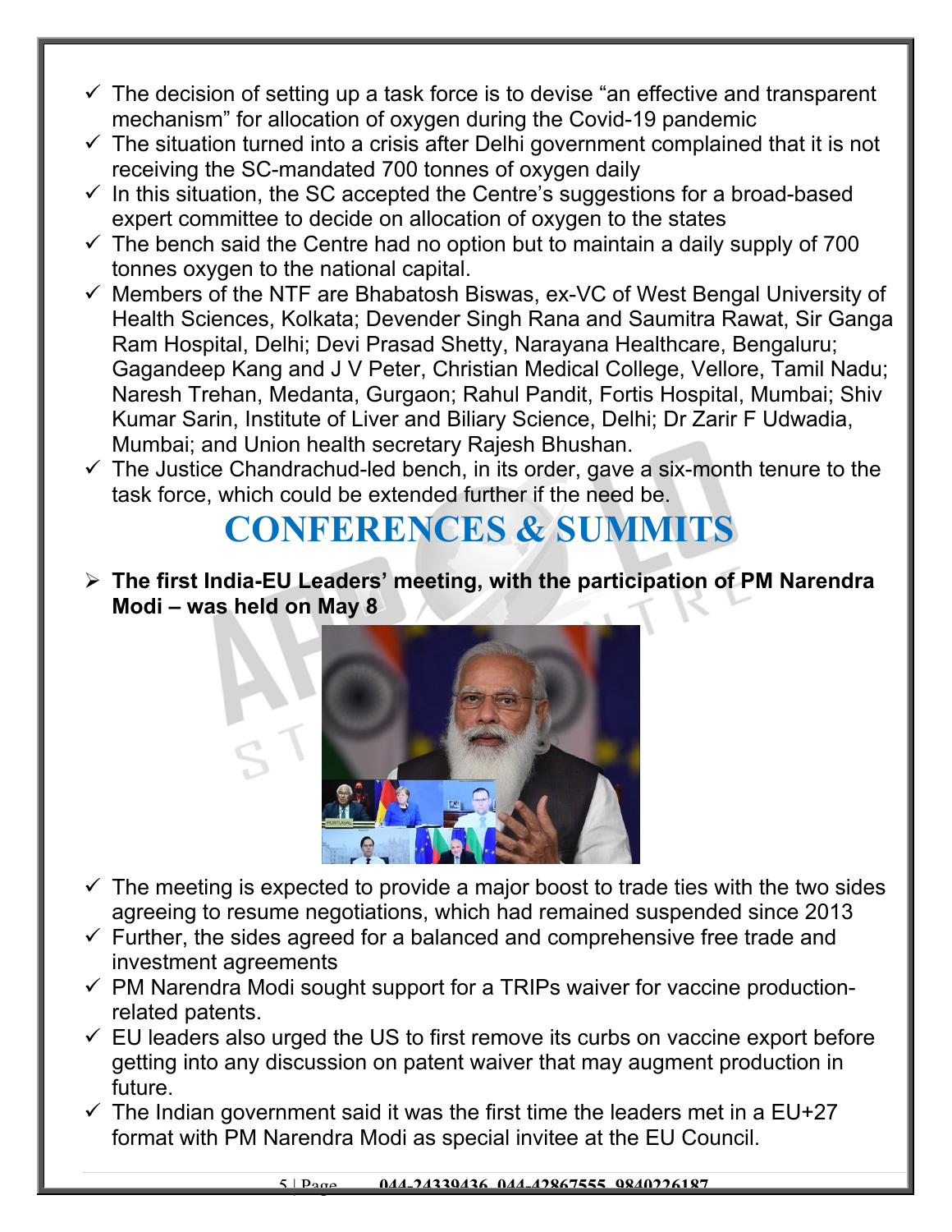- The decision of setting up a task force is to devise "an effective and transparent mechanism" for allocation of oxygen during the Covid-19 pandemic
- The situation turned into a crisis after Delhi government complained that it is not receiving the SC-mandated 700 tonnes of oxygen daily
- In this situation, the SC accepted the Centre's suggestions for a broad-based expert committee to decide on allocation of oxygen to the states
- The bench said the Centre had no option but to maintain a daily supply of 700 tonnes oxygen to the national capital.
- Members of the NTF are Bhabatosh Biswas, ex-VC of West Bengal University of Health Sciences, Kolkata; Devender Singh Rana and Saumitra Rawat, Sir Ganga Ram Hospital, Delhi; Devi Prasad Shetty, Narayana Healthcare, Bengaluru; Gagandeep Kang and J V Peter, Christian Medical College, Vellore, Tamil Nadu; Naresh Trehan, Medanta, Gurgaon; Rahul Pandit, Fortis Hospital, Mumbai; Shiv Kumar Sarin, Institute of Liver and Biliary Science, Delhi; Dr Zarir F Udwadia, Mumbai; and Union health secretary Rajesh Bhushan.
- The Justice Chandrachud-led bench, in its order, gave a six-month tenure to the task force, which could be extended further if the need be.

# CONFERENCES & SUMMITS

- **The first India-EU Leaders' meeting, with the participation of PM Narendra Modi – was held on May 8**

  - The meeting is expected to provide a major boost to trade ties with the two sides agreeing to resume negotiations, which had remained suspended since 2013
  - Further, the sides agreed for a balanced and comprehensive free trade and investment agreements
  - PM Narendra Modi sought support for a TRIPs waiver for vaccine production-related patents.
  - EU leaders also urged the US to first remove its curbs on vaccine export before getting into any discussion on patent waiver that may augment production in future.
  - The Indian government said it was the first time the leaders met in a EU+27 format with PM Narendra Modi as special invitee at the EU Council.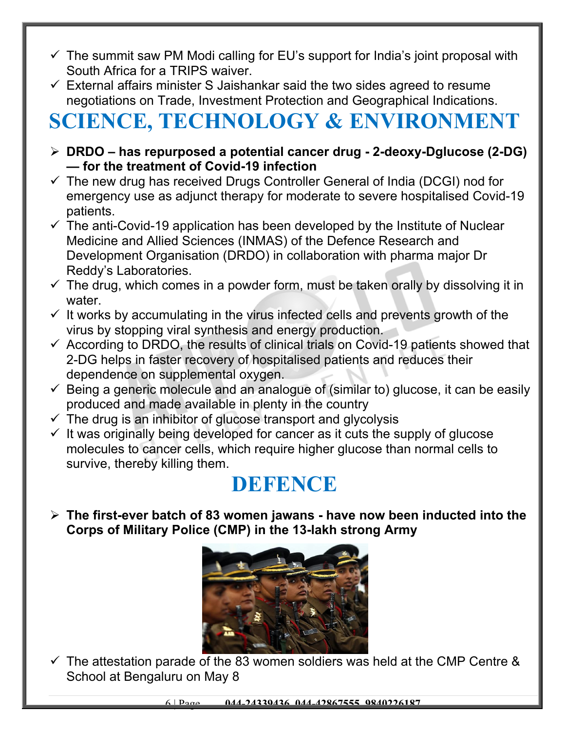- ✓ The summit saw PM Modi calling for EU's support for India's joint proposal with South Africa for a TRIPS waiver.
- ✓ External affairs minister S Jaishankar said the two sides agreed to resume negotiations on Trade, Investment Protection and Geographical Indications.

# SCIENCE, TECHNOLOGY & ENVIRONMENT

- ➢ **DRDO – has repurposed a potential cancer drug - 2-deoxy-Dglucose (2-DG) — for the treatment of Covid-19 infection**
- ✓ The new drug has received Drugs Controller General of India (DCGI) nod for emergency use as adjunct therapy for moderate to severe hospitalised Covid-19 patients.
- ✓ The anti-Covid-19 application has been developed by the Institute of Nuclear Medicine and Allied Sciences (INMAS) of the Defence Research and Development Organisation (DRDO) in collaboration with pharma major Dr Reddy's Laboratories.
- ✓ The drug, which comes in a powder form, must be taken orally by dissolving it in water.
- ✓ It works by accumulating in the virus infected cells and prevents growth of the virus by stopping viral synthesis and energy production.
- ✓ According to DRDO, the results of clinical trials on Covid-19 patients showed that 2-DG helps in faster recovery of hospitalised patients and reduces their dependence on supplemental oxygen.
- ✓ Being a generic molecule and an analogue of (similar to) glucose, it can be easily produced and made available in plenty in the country
- ✓ The drug is an inhibitor of glucose transport and glycolysis
- ✓ It was originally being developed for cancer as it cuts the supply of glucose molecules to cancer cells, which require higher glucose than normal cells to survive, thereby killing them.

# DEFENCE

- ➢ **The first-ever batch of 83 women jawans - have now been inducted into the Corps of Military Police (CMP) in the 13-lakh strong Army**
- ✓ The attestation parade of the 83 women soldiers was held at the CMP Centre & School at Bengaluru on May 8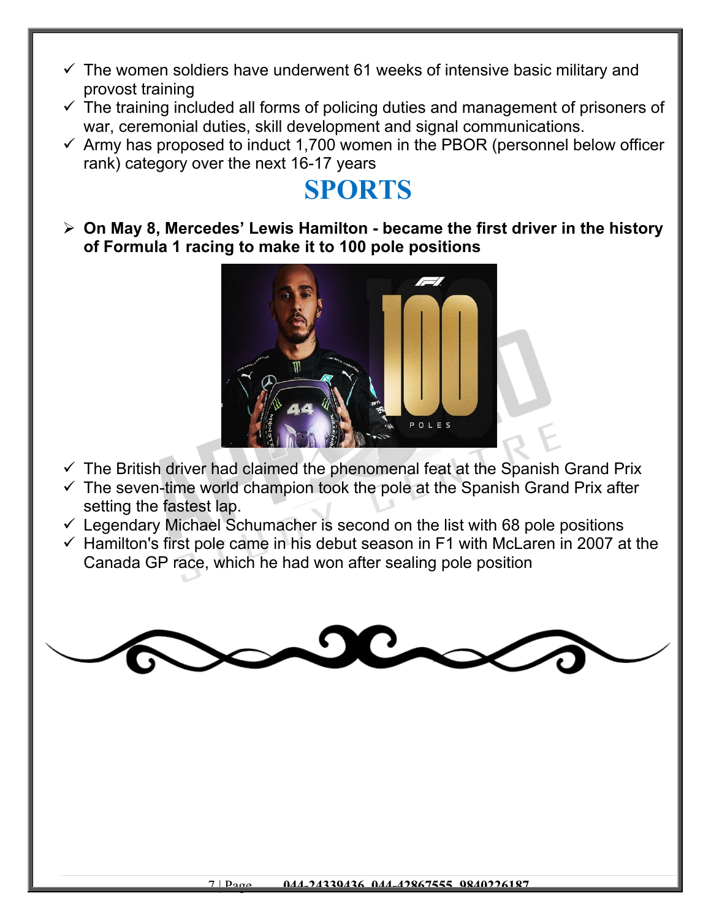- The women soldiers have underwent 61 weeks of intensive basic military and provost training
- The training included all forms of policing duties and management of prisoners of war, ceremonial duties, skill development and signal communications.
- Army has proposed to induct 1,700 women in the PBOR (personnel below officer rank) category over the next 16-17 years

# SPORTS

- **On May 8, Mercedes' Lewis Hamilton - became the first driver in the history of Formula 1 racing to make it to 100 pole positions**

- The British driver had claimed the phenomenal feat at the Spanish Grand Prix
- The seven-time world champion took the pole at the Spanish Grand Prix after setting the fastest lap.
- Legendary Michael Schumacher is second on the list with 68 pole positions
- Hamilton's first pole came in his debut season in F1 with McLaren in 2007 at the Canada GP race, which he had won after sealing pole position